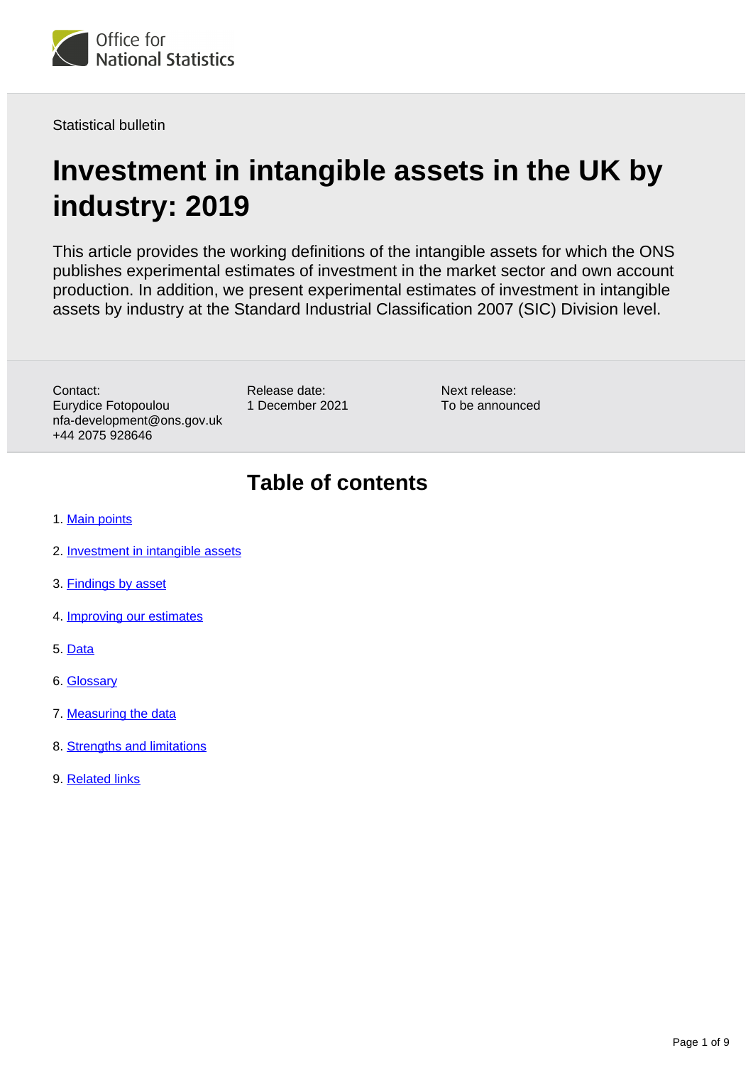Office for National Statistics

Statistical bulletin

# Investment in intangible assets in the UK by industry: 2019

This article provides the working definitions of the intangible assets for which the ONS publishes experimental estimates of investment in the market sector and own account production. In addition, we present experimental estimates of investment in intangible assets by industry at the Standard Industrial Classification 2007 (SIC) Division level.

Contact:
Eurydice Fotopoulou
nfa-development@ons.gov.uk
+44 2075 928646

Release date:
1 December 2021

Next release:
To be announced

## Table of contents

1. Main points
2. Investment in intangible assets
3. Findings by asset
4. Improving our estimates
5. Data
6. Glossary
7. Measuring the data
8. Strengths and limitations
9. Related links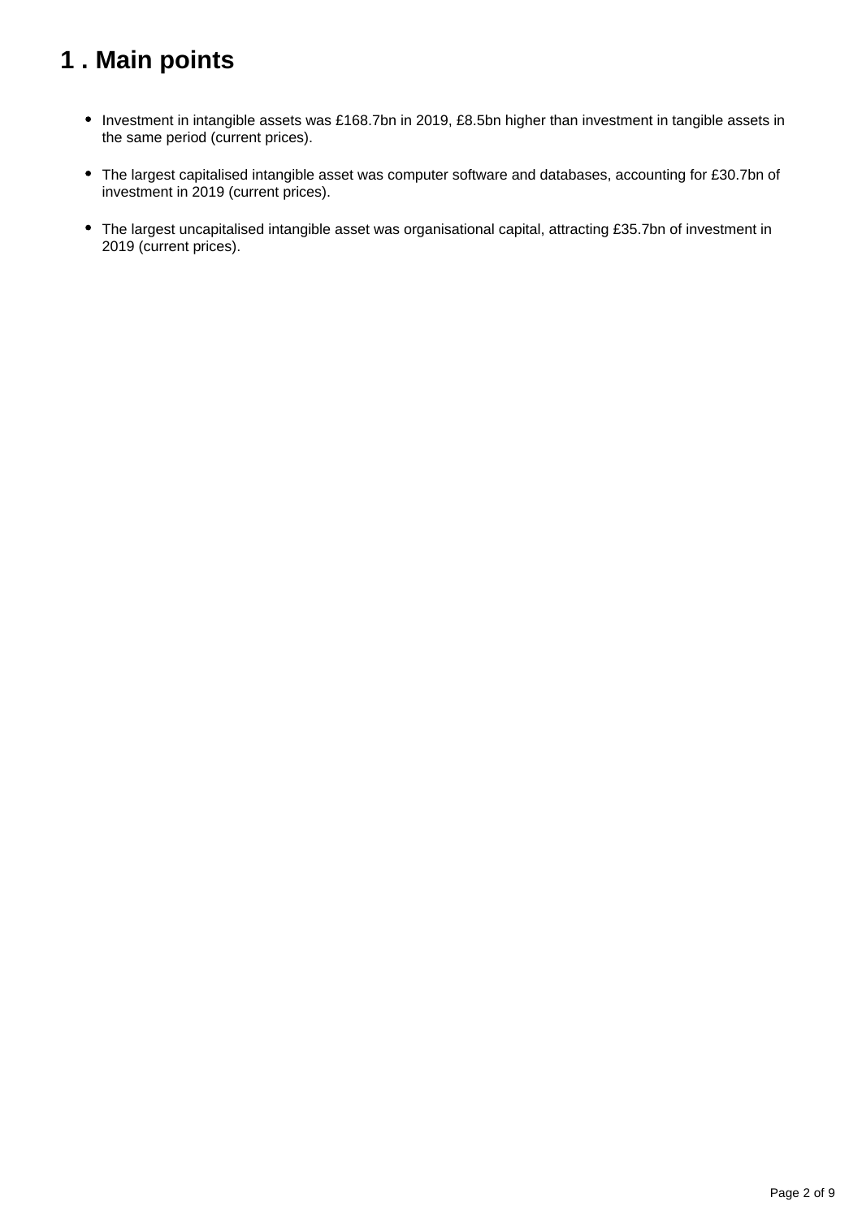# 1 . Main points

- Investment in intangible assets was £168.7bn in 2019, £8.5bn higher than investment in tangible assets in the same period (current prices).
- The largest capitalised intangible asset was computer software and databases, accounting for £30.7bn of investment in 2019 (current prices).
- The largest uncapitalised intangible asset was organisational capital, attracting £35.7bn of investment in 2019 (current prices).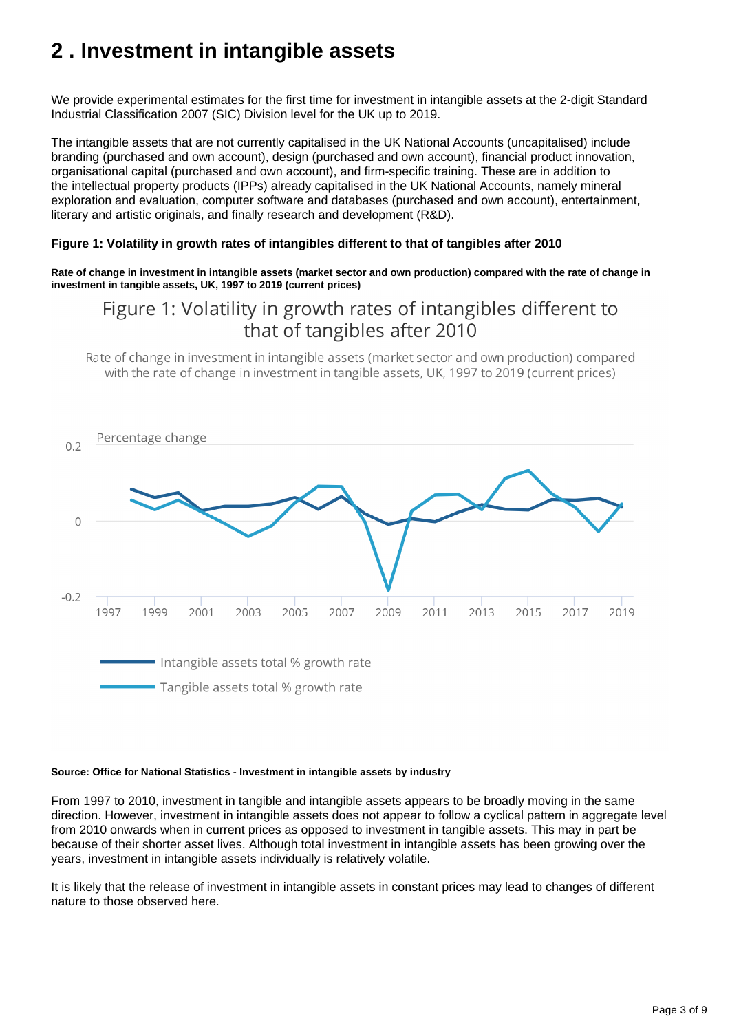## 2 . Investment in intangible assets

We provide experimental estimates for the first time for investment in intangible assets at the 2-digit Standard Industrial Classification 2007 (SIC) Division level for the UK up to 2019.

The intangible assets that are not currently capitalised in the UK National Accounts (uncapitalised) include branding (purchased and own account), design (purchased and own account), financial product innovation, organisational capital (purchased and own account), and firm-specific training. These are in addition to the intellectual property products (IPPs) already capitalised in the UK National Accounts, namely mineral exploration and evaluation, computer software and databases (purchased and own account), entertainment, literary and artistic originals, and finally research and development (R&D).

**Figure 1: Volatility in growth rates of intangibles different to that of tangibles after 2010**

**Rate of change in investment in intangible assets (market sector and own production) compared with the rate of change in investment in tangible assets, UK, 1997 to 2019 (current prices)**

Figure 1: Volatility in growth rates of intangibles different to that of tangibles after 2010

Rate of change in investment in intangible assets (market sector and own production) compared with the rate of change in investment in tangible assets, UK, 1997 to 2019 (current prices)

Percentage change

0.2

0

-0.2

1997 1999 2001 2003 2005 2007 2009 2011 2013 2015 2017 2019

Intangible assets total % growth rate

Tangible assets total % growth rate

**Source: Office for National Statistics - Investment in intangible assets by industry**

From 1997 to 2010, investment in tangible and intangible assets appears to be broadly moving in the same direction. However, investment in intangible assets does not appear to follow a cyclical pattern in aggregate level from 2010 onwards when in current prices as opposed to investment in tangible assets. This may in part be because of their shorter asset lives. Although total investment in intangible assets has been growing over the years, investment in intangible assets individually is relatively volatile.

It is likely that the release of investment in intangible assets in constant prices may lead to changes of different nature to those observed here.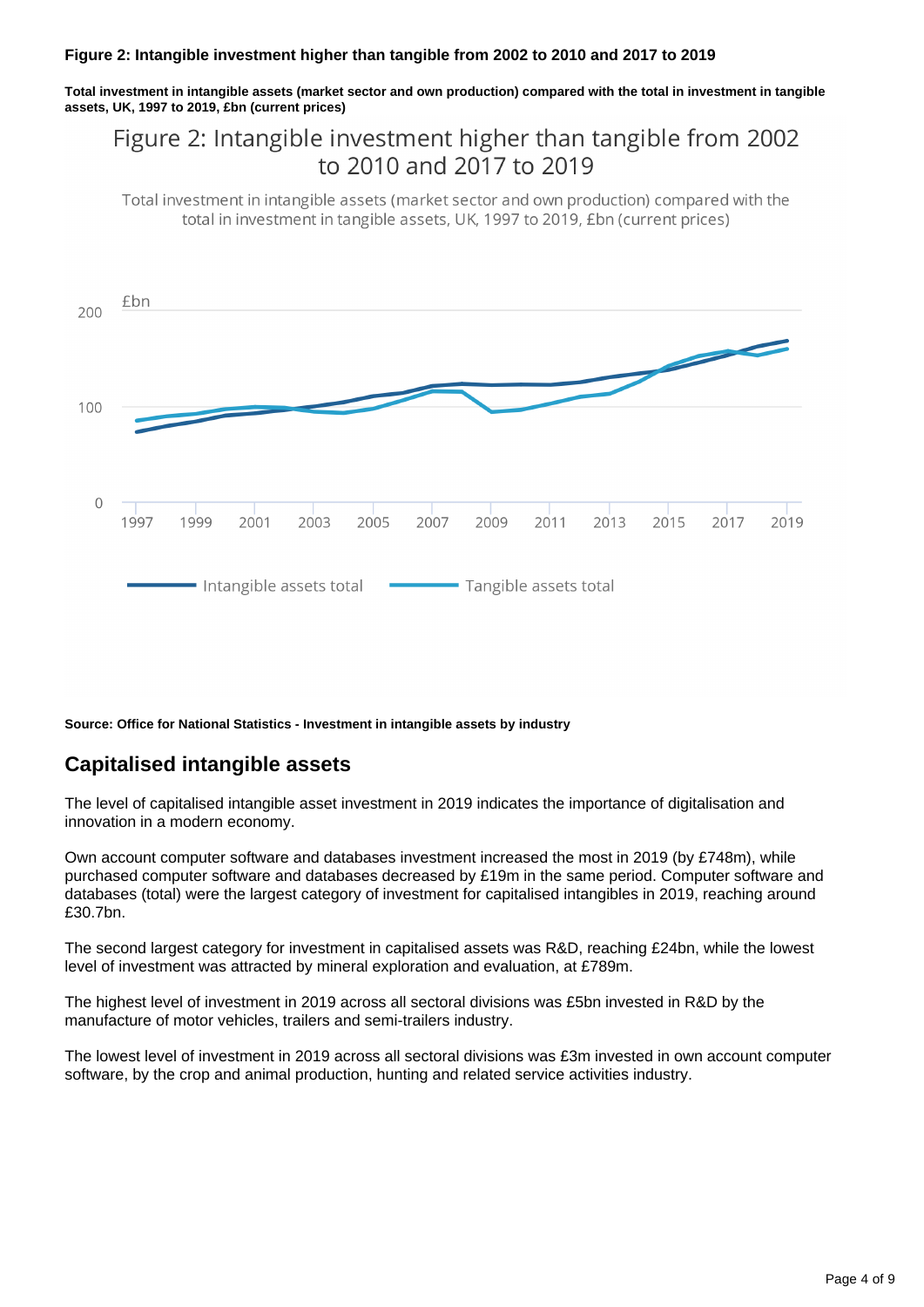**Figure 2: Intangible investment higher than tangible from 2002 to 2010 and 2017 to 2019**

**Total investment in intangible assets (market sector and own production) compared with the total in investment in tangible assets, UK, 1997 to 2019, £bn (current prices)**

Figure 2: Intangible investment higher than tangible from 2002 to 2010 and 2017 to 2019

Total investment in intangible assets (market sector and own production) compared with the total in investment in tangible assets, UK, 1997 to 2019, £bn (current prices)

£bn

200

100

0

1997 1999 2001 2003 2005 2007 2009 2011 2013 2015 2017 2019

Intangible assets total

Tangible assets total

**Source: Office for National Statistics - Investment in intangible assets by industry**

## Capitalised intangible assets

The level of capitalised intangible asset investment in 2019 indicates the importance of digitalisation and innovation in a modern economy.

Own account computer software and databases investment increased the most in 2019 (by £748m), while purchased computer software and databases decreased by £19m in the same period. Computer software and databases (total) were the largest category of investment for capitalised intangibles in 2019, reaching around £30.7bn.

The second largest category for investment in capitalised assets was R&D, reaching £24bn, while the lowest level of investment was attracted by mineral exploration and evaluation, at £789m.

The highest level of investment in 2019 across all sectoral divisions was £5bn invested in R&D by the manufacture of motor vehicles, trailers and semi-trailers industry.

The lowest level of investment in 2019 across all sectoral divisions was £3m invested in own account computer software, by the crop and animal production, hunting and related service activities industry.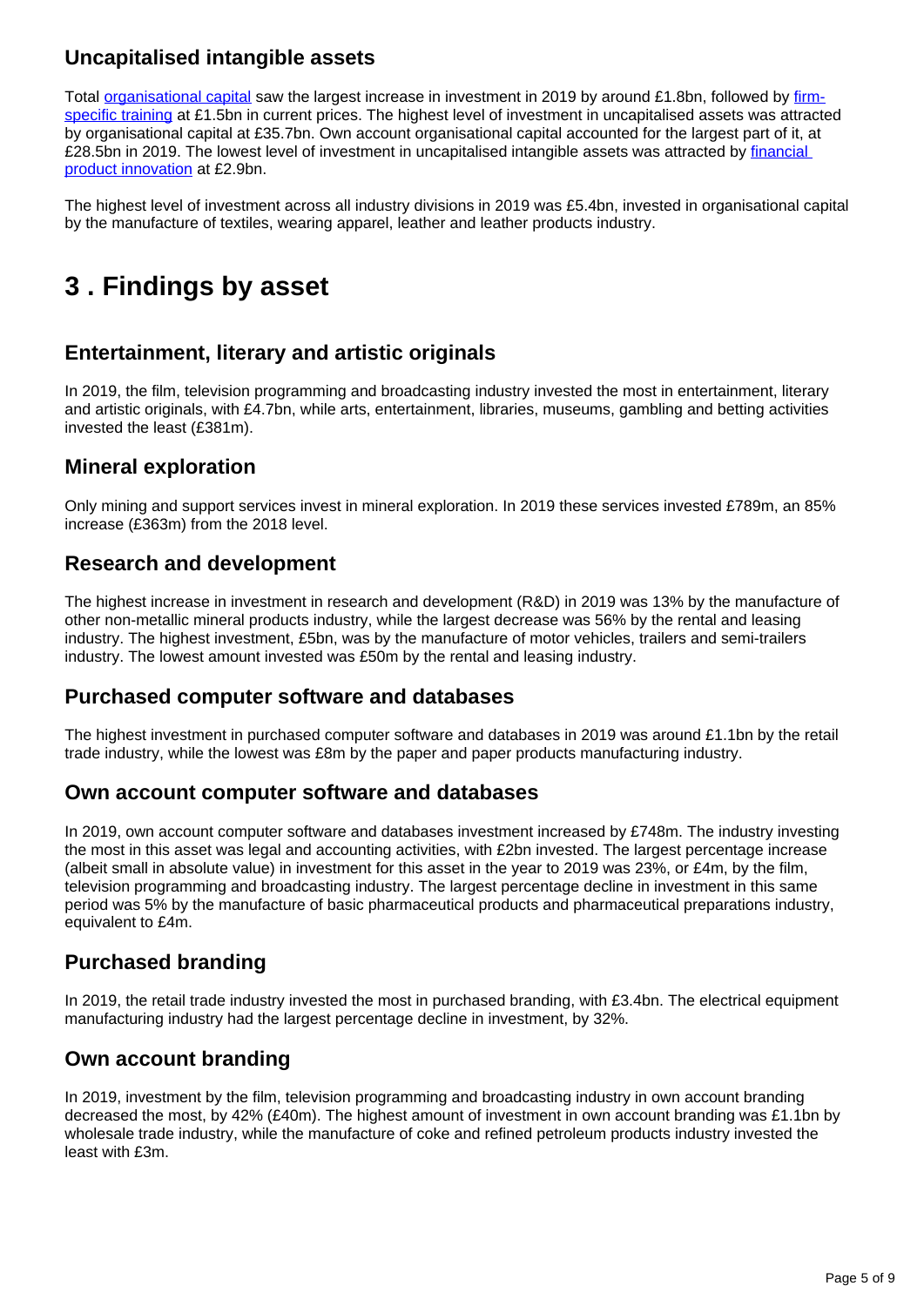### Uncapitalised intangible assets

Total organisational capital saw the largest increase in investment in 2019 by around £1.8bn, followed by firm-specific training at £1.5bn in current prices. The highest level of investment in uncapitalised assets was attracted by organisational capital at £35.7bn. Own account organisational capital accounted for the largest part of it, at £28.5bn in 2019. The lowest level of investment in uncapitalised intangible assets was attracted by financial product innovation at £2.9bn.

The highest level of investment across all industry divisions in 2019 was £5.4bn, invested in organisational capital by the manufacture of textiles, wearing apparel, leather and leather products industry.

## 3 . Findings by asset

### Entertainment, literary and artistic originals

In 2019, the film, television programming and broadcasting industry invested the most in entertainment, literary and artistic originals, with £4.7bn, while arts, entertainment, libraries, museums, gambling and betting activities invested the least (£381m).

### Mineral exploration

Only mining and support services invest in mineral exploration. In 2019 these services invested £789m, an 85% increase (£363m) from the 2018 level.

### Research and development

The highest increase in investment in research and development (R&D) in 2019 was 13% by the manufacture of other non-metallic mineral products industry, while the largest decrease was 56% by the rental and leasing industry. The highest investment, £5bn, was by the manufacture of motor vehicles, trailers and semi-trailers industry. The lowest amount invested was £50m by the rental and leasing industry.

### Purchased computer software and databases

The highest investment in purchased computer software and databases in 2019 was around £1.1bn by the retail trade industry, while the lowest was £8m by the paper and paper products manufacturing industry.

### Own account computer software and databases

In 2019, own account computer software and databases investment increased by £748m. The industry investing the most in this asset was legal and accounting activities, with £2bn invested. The largest percentage increase (albeit small in absolute value) in investment for this asset in the year to 2019 was 23%, or £4m, by the film, television programming and broadcasting industry. The largest percentage decline in investment in this same period was 5% by the manufacture of basic pharmaceutical products and pharmaceutical preparations industry, equivalent to £4m.

### Purchased branding

In 2019, the retail trade industry invested the most in purchased branding, with £3.4bn. The electrical equipment manufacturing industry had the largest percentage decline in investment, by 32%.

### Own account branding

In 2019, investment by the film, television programming and broadcasting industry in own account branding decreased the most, by 42% (£40m). The highest amount of investment in own account branding was £1.1bn by wholesale trade industry, while the manufacture of coke and refined petroleum products industry invested the least with £3m.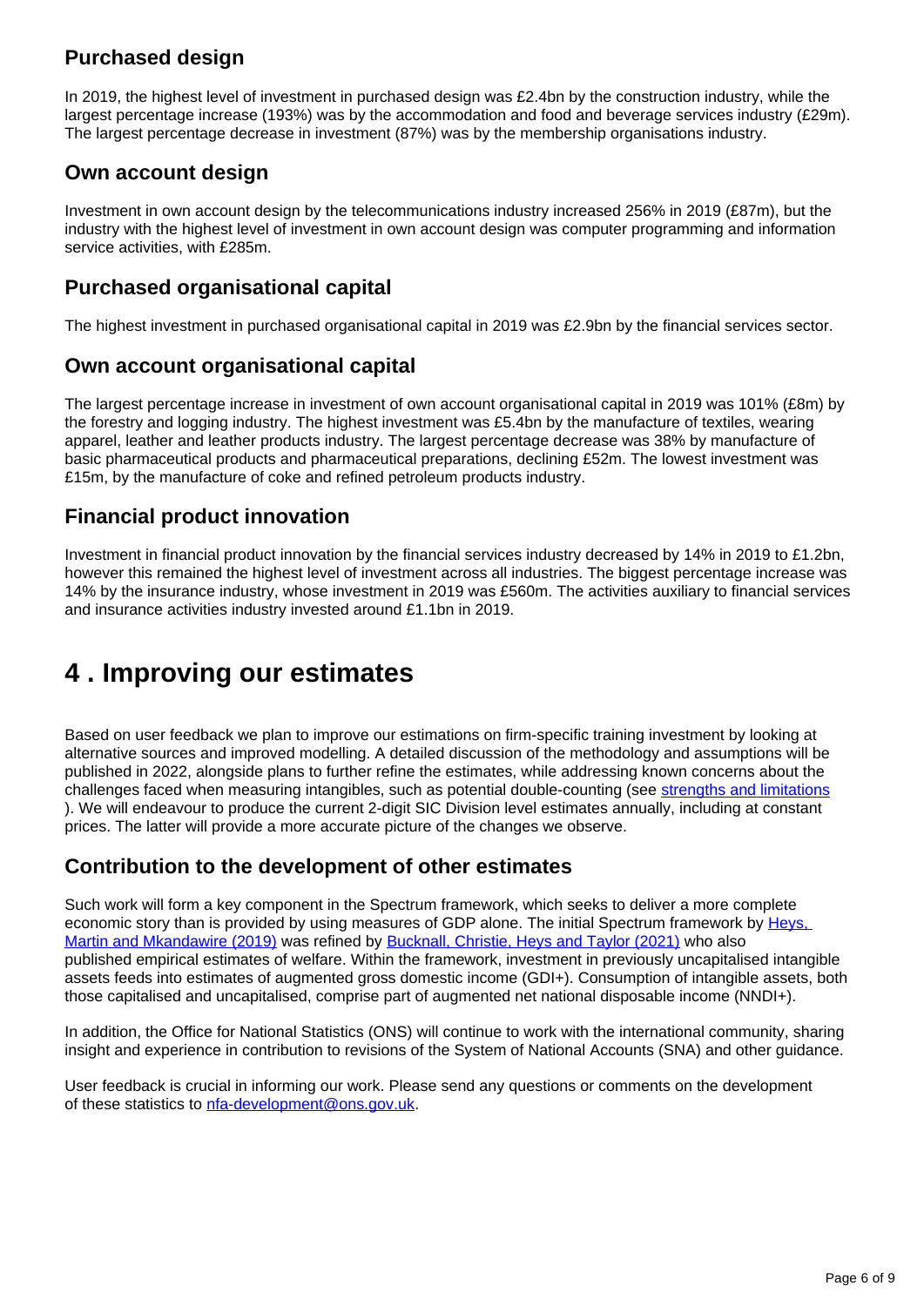### Purchased design

In 2019, the highest level of investment in purchased design was £2.4bn by the construction industry, while the largest percentage increase (193%) was by the accommodation and food and beverage services industry (£29m). The largest percentage decrease in investment (87%) was by the membership organisations industry.

### Own account design

Investment in own account design by the telecommunications industry increased 256% in 2019 (£87m), but the industry with the highest level of investment in own account design was computer programming and information service activities, with £285m.

### Purchased organisational capital

The highest investment in purchased organisational capital in 2019 was £2.9bn by the financial services sector.

### Own account organisational capital

The largest percentage increase in investment of own account organisational capital in 2019 was 101% (£8m) by the forestry and logging industry. The highest investment was £5.4bn by the manufacture of textiles, wearing apparel, leather and leather products industry. The largest percentage decrease was 38% by manufacture of basic pharmaceutical products and pharmaceutical preparations, declining £52m. The lowest investment was £15m, by the manufacture of coke and refined petroleum products industry.

### Financial product innovation

Investment in financial product innovation by the financial services industry decreased by 14% in 2019 to £1.2bn, however this remained the highest level of investment across all industries. The biggest percentage increase was 14% by the insurance industry, whose investment in 2019 was £560m. The activities auxiliary to financial services and insurance activities industry invested around £1.1bn in 2019.

## 4 . Improving our estimates

Based on user feedback we plan to improve our estimations on firm-specific training investment by looking at alternative sources and improved modelling. A detailed discussion of the methodology and assumptions will be published in 2022, alongside plans to further refine the estimates, while addressing known concerns about the challenges faced when measuring intangibles, such as potential double-counting (see strengths and limitations ). We will endeavour to produce the current 2-digit SIC Division level estimates annually, including at constant prices. The latter will provide a more accurate picture of the changes we observe.

### Contribution to the development of other estimates

Such work will form a key component in the Spectrum framework, which seeks to deliver a more complete economic story than is provided by using measures of GDP alone. The initial Spectrum framework by Heys, Martin and Mkandawire (2019) was refined by Bucknall, Christie, Heys and Taylor (2021) who also published empirical estimates of welfare. Within the framework, investment in previously uncapitalised intangible assets feeds into estimates of augmented gross domestic income (GDI+). Consumption of intangible assets, both those capitalised and uncapitalised, comprise part of augmented net national disposable income (NNDI+).

In addition, the Office for National Statistics (ONS) will continue to work with the international community, sharing insight and experience in contribution to revisions of the System of National Accounts (SNA) and other guidance.

User feedback is crucial in informing our work. Please send any questions or comments on the development of these statistics to nfa-development@ons.gov.uk.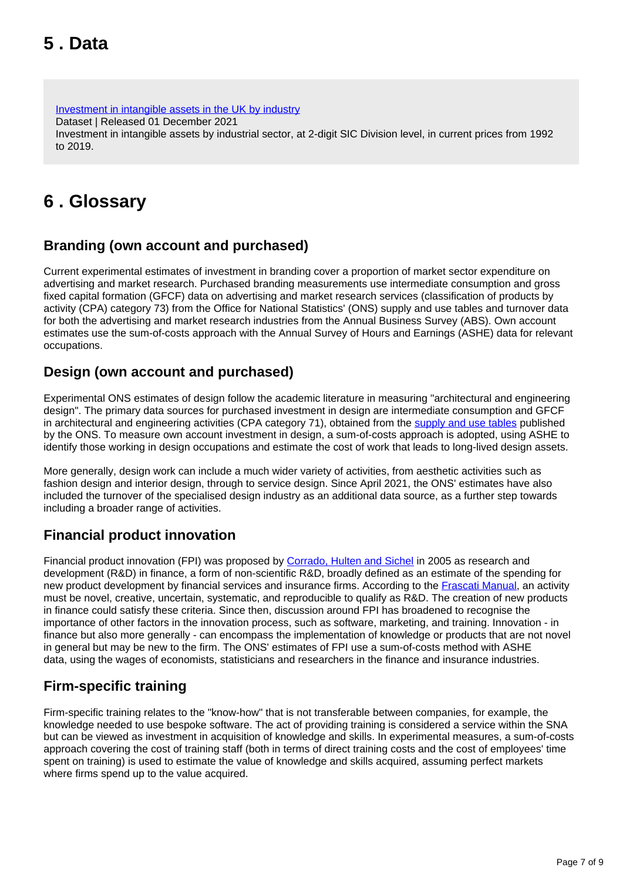## 5 . Data

[Investment in intangible assets in the UK by industry](#)
Dataset | Released 01 December 2021
Investment in intangible assets by industrial sector, at 2-digit SIC Division level, in current prices from 1992 to 2019.

## 6 . Glossary

### Branding (own account and purchased)

Current experimental estimates of investment in branding cover a proportion of market sector expenditure on advertising and market research. Purchased branding measurements use intermediate consumption and gross fixed capital formation (GFCF) data on advertising and market research services (classification of products by activity (CPA) category 73) from the Office for National Statistics' (ONS) supply and use tables and turnover data for both the advertising and market research industries from the Annual Business Survey (ABS). Own account estimates use the sum-of-costs approach with the Annual Survey of Hours and Earnings (ASHE) data for relevant occupations.

### Design (own account and purchased)

Experimental ONS estimates of design follow the academic literature in measuring "architectural and engineering design". The primary data sources for purchased investment in design are intermediate consumption and GFCF in architectural and engineering activities (CPA category 71), obtained from the supply and use tables published by the ONS. To measure own account investment in design, a sum-of-costs approach is adopted, using ASHE to identify those working in design occupations and estimate the cost of work that leads to long-lived design assets.

More generally, design work can include a much wider variety of activities, from aesthetic activities such as fashion design and interior design, through to service design. Since April 2021, the ONS' estimates have also included the turnover of the specialised design industry as an additional data source, as a further step towards including a broader range of activities.

### Financial product innovation

Financial product innovation (FPI) was proposed by Corrado, Hulten and Sichel in 2005 as research and development (R&D) in finance, a form of non-scientific R&D, broadly defined as an estimate of the spending for new product development by financial services and insurance firms. According to the Frascati Manual, an activity must be novel, creative, uncertain, systematic, and reproducible to qualify as R&D. The creation of new products in finance could satisfy these criteria. Since then, discussion around FPI has broadened to recognise the importance of other factors in the innovation process, such as software, marketing, and training. Innovation - in finance but also more generally - can encompass the implementation of knowledge or products that are not novel in general but may be new to the firm. The ONS' estimates of FPI use a sum-of-costs method with ASHE data, using the wages of economists, statisticians and researchers in the finance and insurance industries.

### Firm-specific training

Firm-specific training relates to the "know-how" that is not transferable between companies, for example, the knowledge needed to use bespoke software. The act of providing training is considered a service within the SNA but can be viewed as investment in acquisition of knowledge and skills. In experimental measures, a sum-of-costs approach covering the cost of training staff (both in terms of direct training costs and the cost of employees' time spent on training) is used to estimate the value of knowledge and skills acquired, assuming perfect markets where firms spend up to the value acquired.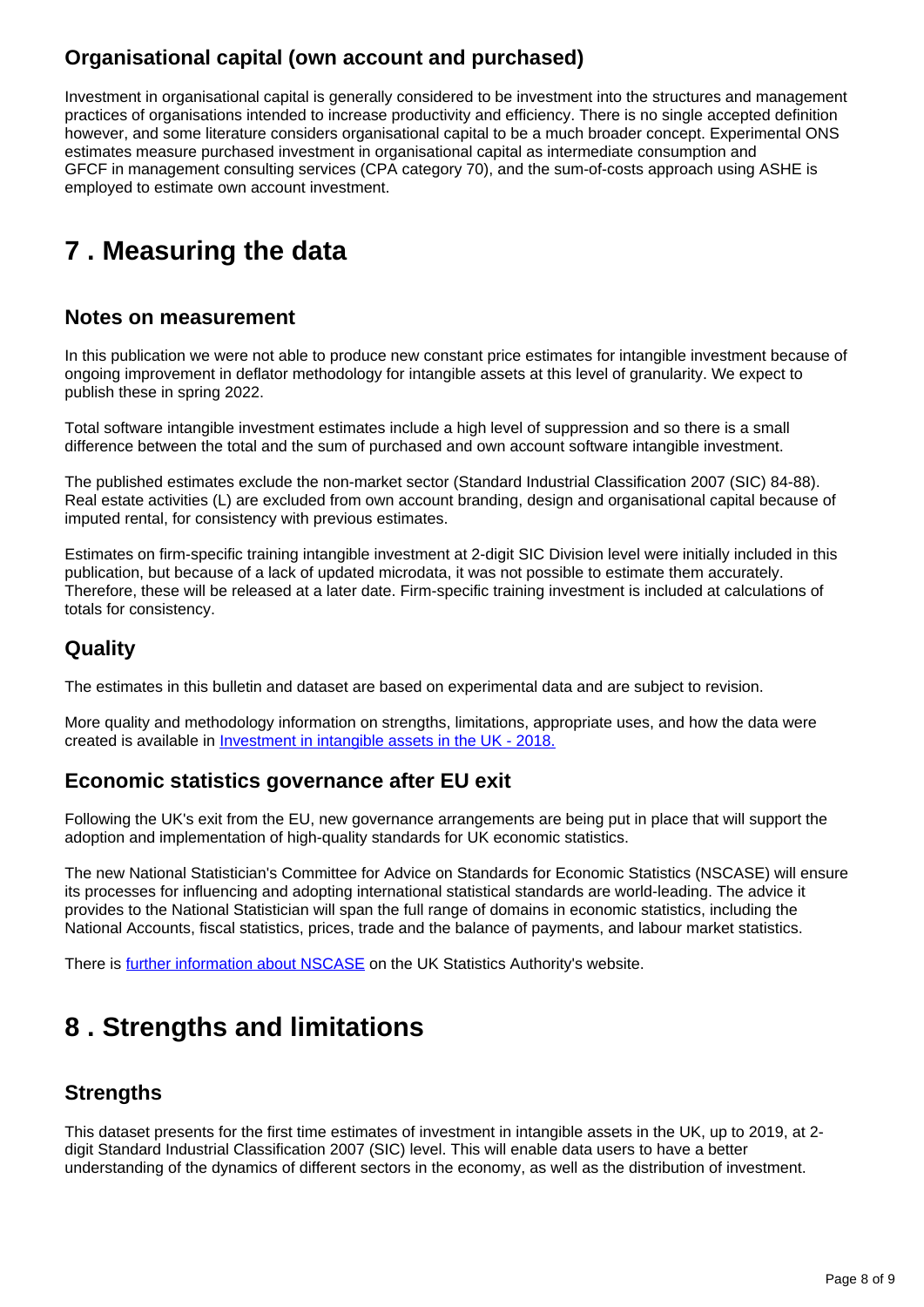### Organisational capital (own account and purchased)

Investment in organisational capital is generally considered to be investment into the structures and management practices of organisations intended to increase productivity and efficiency. There is no single accepted definition however, and some literature considers organisational capital to be a much broader concept. Experimental ONS estimates measure purchased investment in organisational capital as intermediate consumption and GFCF in management consulting services (CPA category 70), and the sum-of-costs approach using ASHE is employed to estimate own account investment.

## 7 . Measuring the data

### Notes on measurement

In this publication we were not able to produce new constant price estimates for intangible investment because of ongoing improvement in deflator methodology for intangible assets at this level of granularity. We expect to publish these in spring 2022.

Total software intangible investment estimates include a high level of suppression and so there is a small difference between the total and the sum of purchased and own account software intangible investment.

The published estimates exclude the non-market sector (Standard Industrial Classification 2007 (SIC) 84-88). Real estate activities (L) are excluded from own account branding, design and organisational capital because of imputed rental, for consistency with previous estimates.

Estimates on firm-specific training intangible investment at 2-digit SIC Division level were initially included in this publication, but because of a lack of updated microdata, it was not possible to estimate them accurately. Therefore, these will be released at a later date. Firm-specific training investment is included at calculations of totals for consistency.

### Quality

The estimates in this bulletin and dataset are based on experimental data and are subject to revision.

More quality and methodology information on strengths, limitations, appropriate uses, and how the data were created is available in [Investment in intangible assets in the UK - 2018.]

### Economic statistics governance after EU exit

Following the UK's exit from the EU, new governance arrangements are being put in place that will support the adoption and implementation of high-quality standards for UK economic statistics.

The new National Statistician's Committee for Advice on Standards for Economic Statistics (NSCASE) will ensure its processes for influencing and adopting international statistical standards are world-leading. The advice it provides to the National Statistician will span the full range of domains in economic statistics, including the National Accounts, fiscal statistics, prices, trade and the balance of payments, and labour market statistics.

There is [further information about NSCASE] on the UK Statistics Authority's website.

## 8 . Strengths and limitations

### Strengths

This dataset presents for the first time estimates of investment in intangible assets in the UK, up to 2019, at 2-digit Standard Industrial Classification 2007 (SIC) level. This will enable data users to have a better understanding of the dynamics of different sectors in the economy, as well as the distribution of investment.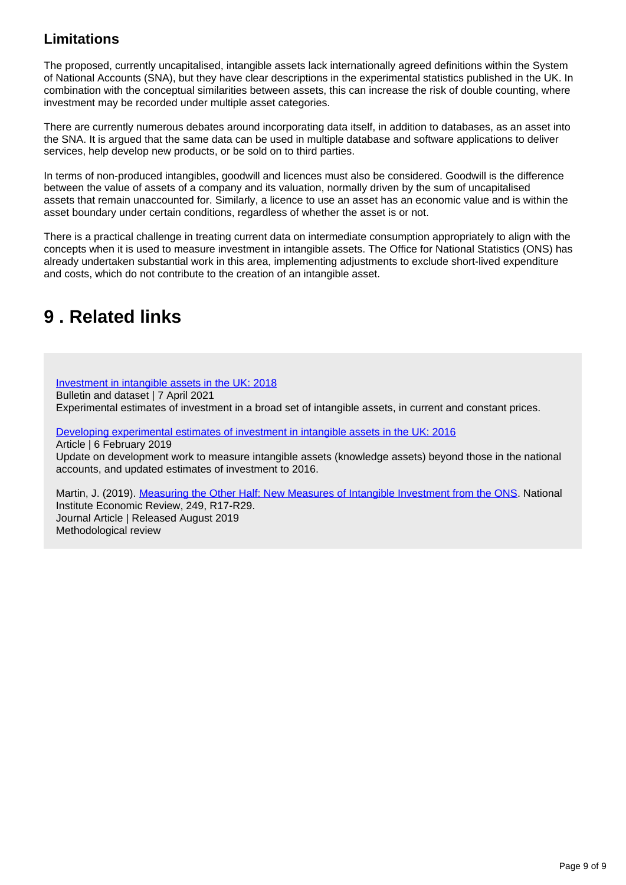### Limitations

The proposed, currently uncapitalised, intangible assets lack internationally agreed definitions within the System of National Accounts (SNA), but they have clear descriptions in the experimental statistics published in the UK. In combination with the conceptual similarities between assets, this can increase the risk of double counting, where investment may be recorded under multiple asset categories.

There are currently numerous debates around incorporating data itself, in addition to databases, as an asset into the SNA. It is argued that the same data can be used in multiple database and software applications to deliver services, help develop new products, or be sold on to third parties.

In terms of non-produced intangibles, goodwill and licences must also be considered. Goodwill is the difference between the value of assets of a company and its valuation, normally driven by the sum of uncapitalised assets that remain unaccounted for. Similarly, a licence to use an asset has an economic value and is within the asset boundary under certain conditions, regardless of whether the asset is or not.

There is a practical challenge in treating current data on intermediate consumption appropriately to align with the concepts when it is used to measure investment in intangible assets. The Office for National Statistics (ONS) has already undertaken substantial work in this area, implementing adjustments to exclude short-lived expenditure and costs, which do not contribute to the creation of an intangible asset.

## 9 . Related links

Investment in intangible assets in the UK: 2018
Bulletin and dataset | 7 April 2021
Experimental estimates of investment in a broad set of intangible assets, in current and constant prices.

Developing experimental estimates of investment in intangible assets in the UK: 2016
Article | 6 February 2019
Update on development work to measure intangible assets (knowledge assets) beyond those in the national accounts, and updated estimates of investment to 2016.

Martin, J. (2019). Measuring the Other Half: New Measures of Intangible Investment from the ONS. National Institute Economic Review, 249, R17-R29.
Journal Article | Released August 2019
Methodological review